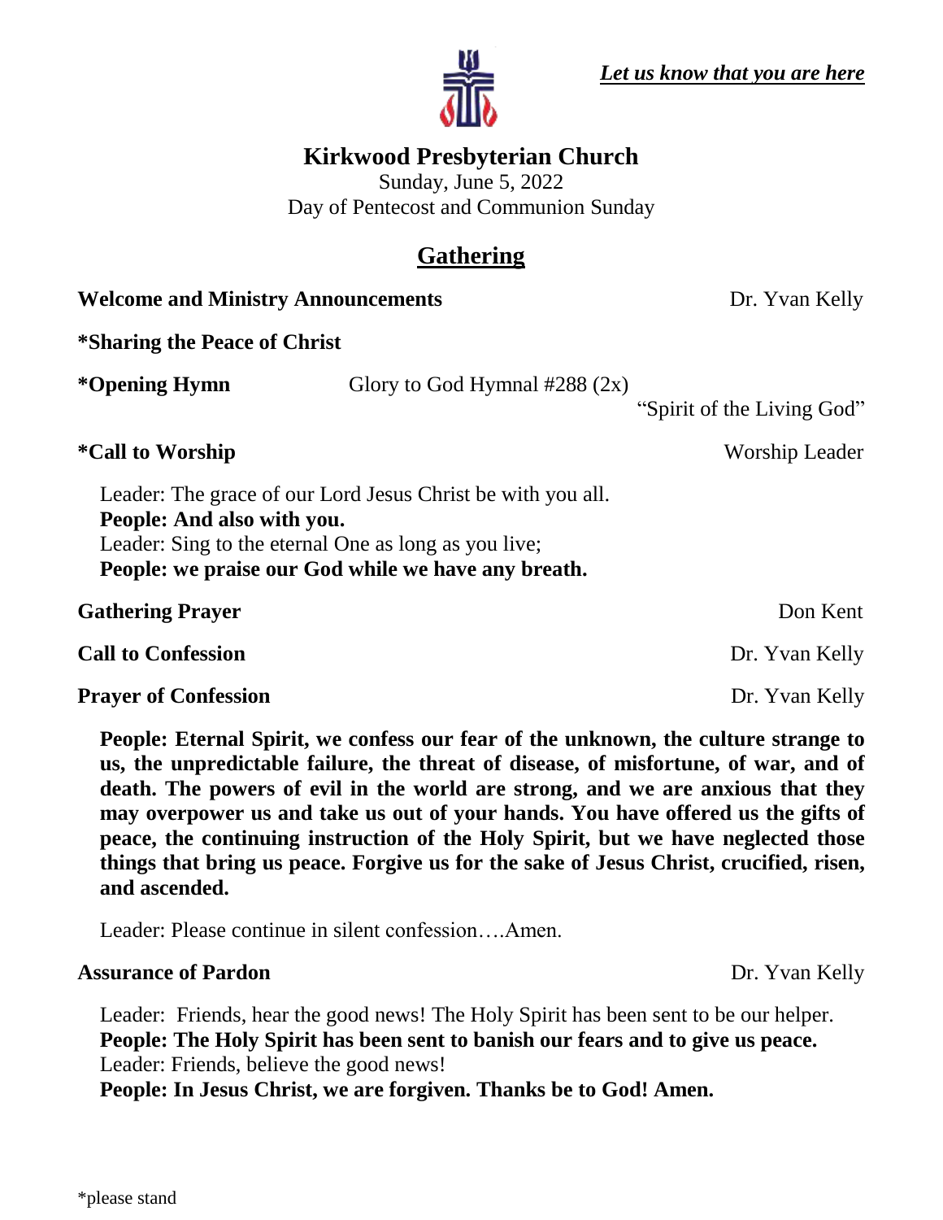*__Let us know that you are here__*

# Kirkwood Presbyterian Church

Sunday, June 5, 2022
Day of Pentecost and Communion Sunday

## Gathering

**Welcome and Ministry Announcements** Dr. Yvan Kelly

***Sharing the Peace of Christ**

***Opening Hymn** Glory to God Hymnal #288 (2x)
"Spirit of the Living God"

***Call to Worship** Worship Leader

Leader: The grace of our Lord Jesus Christ be with you all.
**People: And also with you.**
Leader: Sing to the eternal One as long as you live;
**People: we praise our God while we have any breath.**

**Gathering Prayer** Don Kent

**Call to Confession** Dr. Yvan Kelly

**Prayer of Confession** Dr. Yvan Kelly

**People: Eternal Spirit, we confess our fear of the unknown, the culture strange to us, the unpredictable failure, the threat of disease, of misfortune, of war, and of death. The powers of evil in the world are strong, and we are anxious that they may overpower us and take us out of your hands. You have offered us the gifts of peace, the continuing instruction of the Holy Spirit, but we have neglected those things that bring us peace. Forgive us for the sake of Jesus Christ, crucified, risen, and ascended.**

Leader: Please continue in silent confession….Amen.

**Assurance of Pardon** Dr. Yvan Kelly

Leader: Friends, hear the good news! The Holy Spirit has been sent to be our helper.
**People: The Holy Spirit has been sent to banish our fears and to give us peace.**
Leader: Friends, believe the good news!
**People: In Jesus Christ, we are forgiven. Thanks be to God! Amen.**

*please stand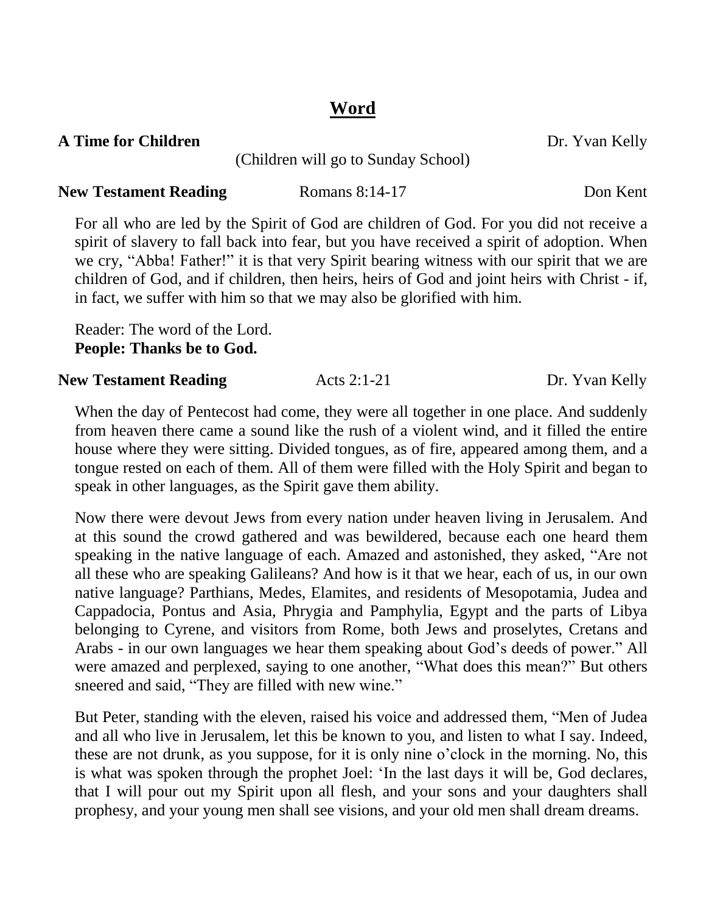## Word

**A Time for Children** Dr. Yvan Kelly

(Children will go to Sunday School)

**New Testament Reading** Romans 8:14-17 Don Kent

For all who are led by the Spirit of God are children of God. For you did not receive a spirit of slavery to fall back into fear, but you have received a spirit of adoption. When we cry, "Abba! Father!" it is that very Spirit bearing witness with our spirit that we are children of God, and if children, then heirs, heirs of God and joint heirs with Christ - if, in fact, we suffer with him so that we may also be glorified with him.

Reader: The word of the Lord.
**People: Thanks be to God.**

**New Testament Reading** Acts 2:1-21 Dr. Yvan Kelly

When the day of Pentecost had come, they were all together in one place. And suddenly from heaven there came a sound like the rush of a violent wind, and it filled the entire house where they were sitting. Divided tongues, as of fire, appeared among them, and a tongue rested on each of them. All of them were filled with the Holy Spirit and began to speak in other languages, as the Spirit gave them ability.

Now there were devout Jews from every nation under heaven living in Jerusalem. And at this sound the crowd gathered and was bewildered, because each one heard them speaking in the native language of each. Amazed and astonished, they asked, "Are not all these who are speaking Galileans? And how is it that we hear, each of us, in our own native language? Parthians, Medes, Elamites, and residents of Mesopotamia, Judea and Cappadocia, Pontus and Asia, Phrygia and Pamphylia, Egypt and the parts of Libya belonging to Cyrene, and visitors from Rome, both Jews and proselytes, Cretans and Arabs - in our own languages we hear them speaking about God's deeds of power." All were amazed and perplexed, saying to one another, "What does this mean?" But others sneered and said, "They are filled with new wine."

But Peter, standing with the eleven, raised his voice and addressed them, "Men of Judea and all who live in Jerusalem, let this be known to you, and listen to what I say. Indeed, these are not drunk, as you suppose, for it is only nine o'clock in the morning. No, this is what was spoken through the prophet Joel: 'In the last days it will be, God declares, that I will pour out my Spirit upon all flesh, and your sons and your daughters shall prophesy, and your young men shall see visions, and your old men shall dream dreams.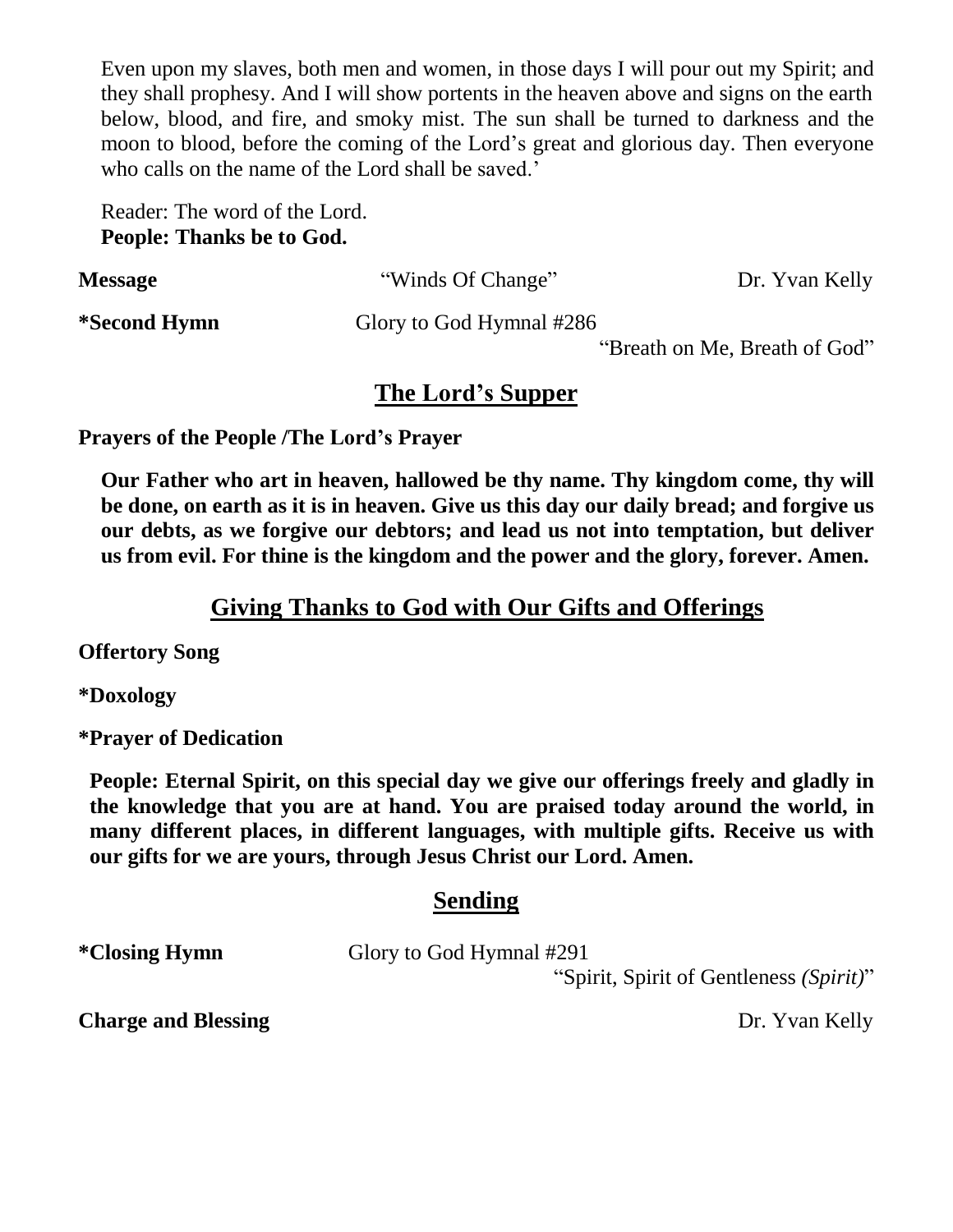Even upon my slaves, both men and women, in those days I will pour out my Spirit; and they shall prophesy. And I will show portents in the heaven above and signs on the earth below, blood, and fire, and smoky mist. The sun shall be turned to darkness and the moon to blood, before the coming of the Lord's great and glorious day. Then everyone who calls on the name of the Lord shall be saved.'

Reader: The word of the Lord.
**People: Thanks be to God.**

**Message** "Winds Of Change" Dr. Yvan Kelly

***Second Hymn** Glory to God Hymnal #286
"Breath on Me, Breath of God"

## The Lord's Supper

**Prayers of the People /The Lord's Prayer**

**Our Father who art in heaven, hallowed be thy name. Thy kingdom come, thy will be done, on earth as it is in heaven. Give us this day our daily bread; and forgive us our debts, as we forgive our debtors; and lead us not into temptation, but deliver us from evil. For thine is the kingdom and the power and the glory, forever. Amen.**

## Giving Thanks to God with Our Gifts and Offerings

**Offertory Song**

***Doxology**

***Prayer of Dedication**

**People: Eternal Spirit, on this special day we give our offerings freely and gladly in the knowledge that you are at hand. You are praised today around the world, in many different places, in different languages, with multiple gifts. Receive us with our gifts for we are yours, through Jesus Christ our Lord. Amen.**

## Sending

***Closing Hymn** Glory to God Hymnal #291
"Spirit, Spirit of Gentleness *(Spirit)*"

**Charge and Blessing** Dr. Yvan Kelly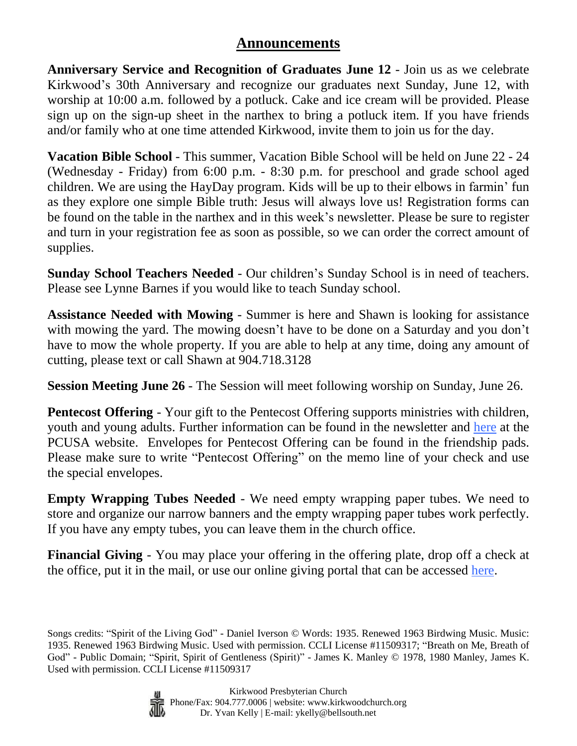## Announcements

**Anniversary Service and Recognition of Graduates June 12** - Join us as we celebrate Kirkwood's 30th Anniversary and recognize our graduates next Sunday, June 12, with worship at 10:00 a.m. followed by a potluck. Cake and ice cream will be provided. Please sign up on the sign-up sheet in the narthex to bring a potluck item. If you have friends and/or family who at one time attended Kirkwood, invite them to join us for the day.

**Vacation Bible School** - This summer, Vacation Bible School will be held on June 22 - 24 (Wednesday - Friday) from 6:00 p.m. - 8:30 p.m. for preschool and grade school aged children. We are using the HayDay program. Kids will be up to their elbows in farmin' fun as they explore one simple Bible truth: Jesus will always love us! Registration forms can be found on the table in the narthex and in this week's newsletter. Please be sure to register and turn in your registration fee as soon as possible, so we can order the correct amount of supplies.

**Sunday School Teachers Needed** - Our children's Sunday School is in need of teachers. Please see Lynne Barnes if you would like to teach Sunday school.

**Assistance Needed with Mowing** - Summer is here and Shawn is looking for assistance with mowing the yard. The mowing doesn't have to be done on a Saturday and you don't have to mow the whole property. If you are able to help at any time, doing any amount of cutting, please text or call Shawn at 904.718.3128

**Session Meeting June 26** - The Session will meet following worship on Sunday, June 26.

**Pentecost Offering** - Your gift to the Pentecost Offering supports ministries with children, youth and young adults. Further information can be found in the newsletter and here at the PCUSA website. Envelopes for Pentecost Offering can be found in the friendship pads. Please make sure to write "Pentecost Offering" on the memo line of your check and use the special envelopes.

**Empty Wrapping Tubes Needed** - We need empty wrapping paper tubes. We need to store and organize our narrow banners and the empty wrapping paper tubes work perfectly. If you have any empty tubes, you can leave them in the church office.

**Financial Giving** - You may place your offering in the offering plate, drop off a check at the office, put it in the mail, or use our online giving portal that can be accessed here.

Songs credits: "Spirit of the Living God" - Daniel Iverson © Words: 1935. Renewed 1963 Birdwing Music. Music: 1935. Renewed 1963 Birdwing Music. Used with permission. CCLI License #11509317; "Breath on Me, Breath of God" - Public Domain; "Spirit, Spirit of Gentleness (Spirit)" - James K. Manley © 1978, 1980 Manley, James K. Used with permission. CCLI License #11509317

Kirkwood Presbyterian Church
Phone/Fax: 904.777.0006 | website: www.kirkwoodchurch.org
Dr. Yvan Kelly | E-mail: ykelly@bellsouth.net